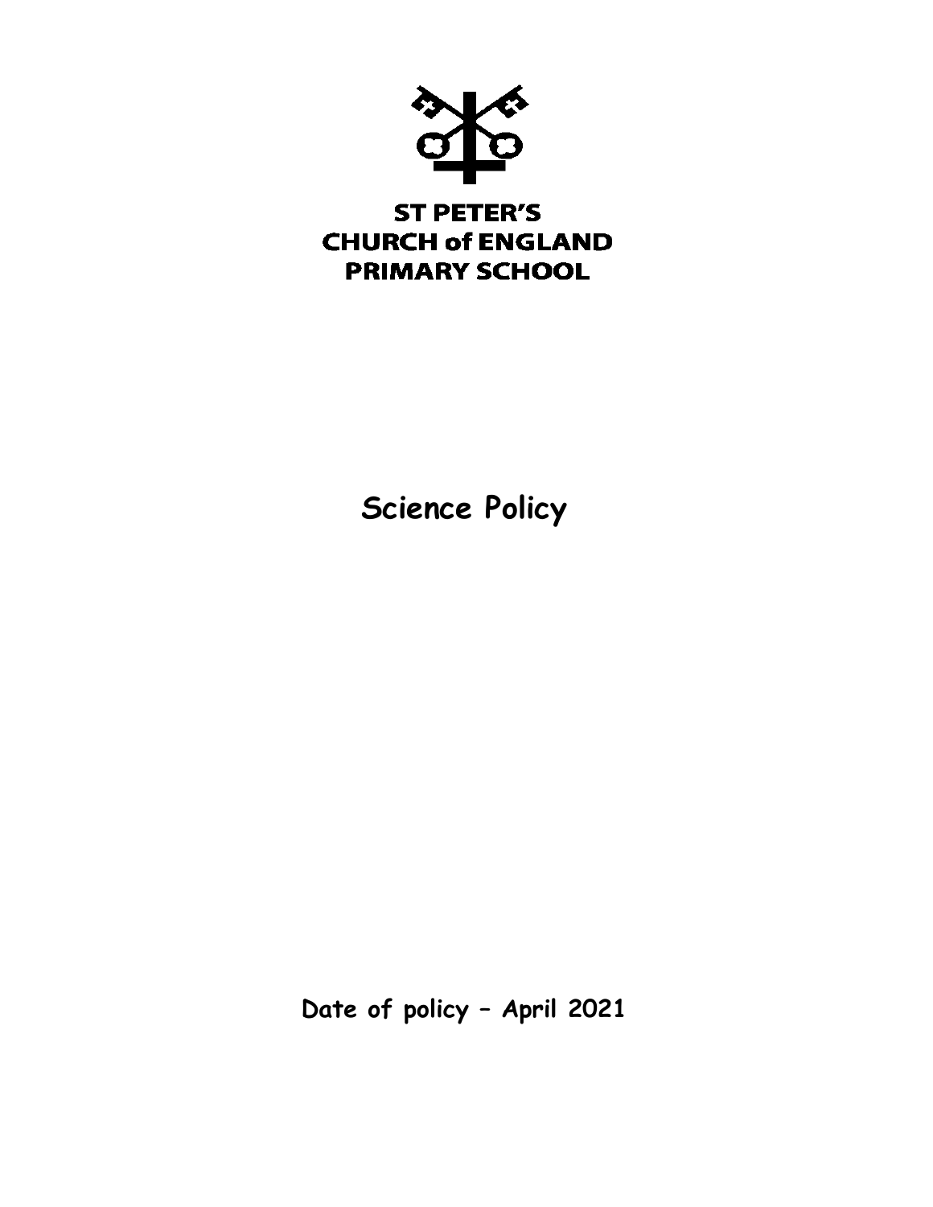ST PETER'S
CHURCH of ENGLAND
PRIMARY SCHOOL

# Science Policy

**Date of policy – April 2021**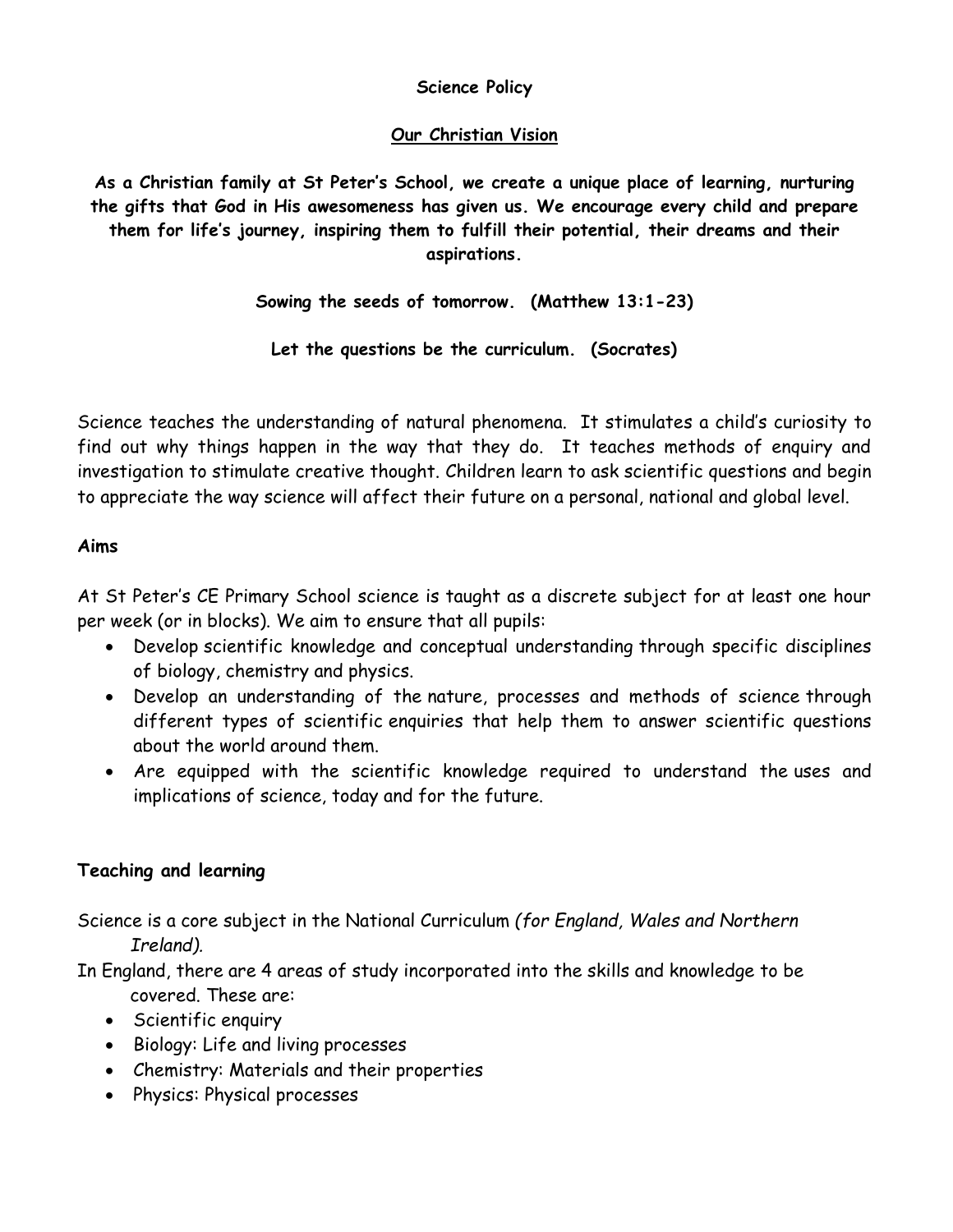**Science Policy**

**Our Christian Vision**

**As a Christian family at St Peter's School, we create a unique place of learning, nurturing the gifts that God in His awesomeness has given us. We encourage every child and prepare them for life's journey, inspiring them to fulfill their potential, their dreams and their aspirations.**

**Sowing the seeds of tomorrow. (Matthew 13:1-23)**

**Let the questions be the curriculum. (Socrates)**

Science teaches the understanding of natural phenomena. It stimulates a child's curiosity to find out why things happen in the way that they do. It teaches methods of enquiry and investigation to stimulate creative thought. Children learn to ask scientific questions and begin to appreciate the way science will affect their future on a personal, national and global level.

**Aims**

At St Peter's CE Primary School science is taught as a discrete subject for at least one hour per week (or in blocks). We aim to ensure that all pupils:

- Develop scientific knowledge and conceptual understanding through specific disciplines of biology, chemistry and physics.
- Develop an understanding of the nature, processes and methods of science through different types of scientific enquiries that help them to answer scientific questions about the world around them.
- Are equipped with the scientific knowledge required to understand the uses and implications of science, today and for the future.

**Teaching and learning**

Science is a core subject in the National Curriculum *(for England, Wales and Northern Ireland).*

In England, there are 4 areas of study incorporated into the skills and knowledge to be covered. These are:

- Scientific enquiry
- Biology: Life and living processes
- Chemistry: Materials and their properties
- Physics: Physical processes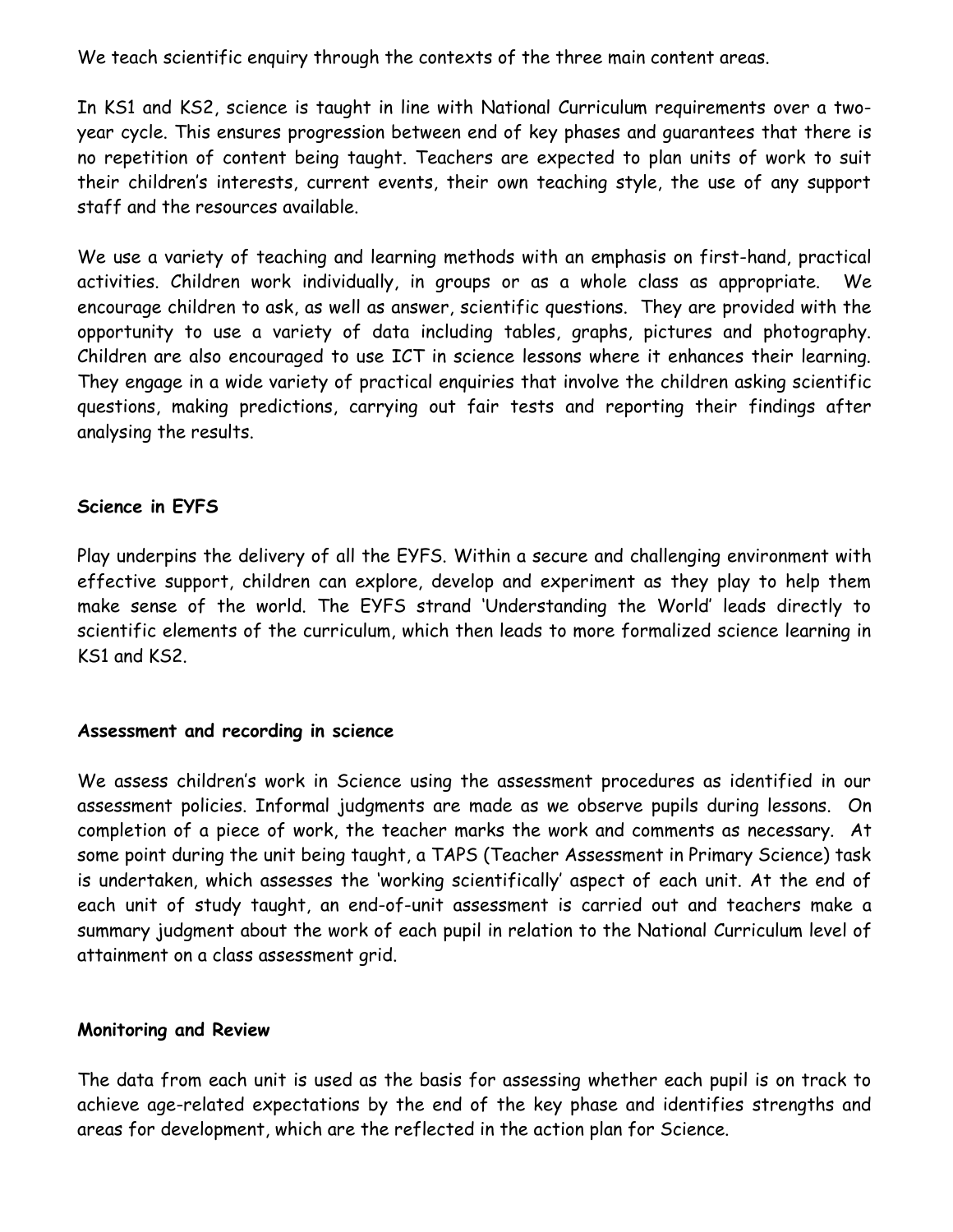We teach scientific enquiry through the contexts of the three main content areas.

In KS1 and KS2, science is taught in line with National Curriculum requirements over a two-year cycle. This ensures progression between end of key phases and guarantees that there is no repetition of content being taught. Teachers are expected to plan units of work to suit their children's interests, current events, their own teaching style, the use of any support staff and the resources available.

We use a variety of teaching and learning methods with an emphasis on first-hand, practical activities. Children work individually, in groups or as a whole class as appropriate. We encourage children to ask, as well as answer, scientific questions. They are provided with the opportunity to use a variety of data including tables, graphs, pictures and photography. Children are also encouraged to use ICT in science lessons where it enhances their learning. They engage in a wide variety of practical enquiries that involve the children asking scientific questions, making predictions, carrying out fair tests and reporting their findings after analysing the results.

**Science in EYFS**

Play underpins the delivery of all the EYFS. Within a secure and challenging environment with effective support, children can explore, develop and experiment as they play to help them make sense of the world. The EYFS strand 'Understanding the World' leads directly to scientific elements of the curriculum, which then leads to more formalized science learning in KS1 and KS2.

**Assessment and recording in science**

We assess children's work in Science using the assessment procedures as identified in our assessment policies. Informal judgments are made as we observe pupils during lessons. On completion of a piece of work, the teacher marks the work and comments as necessary. At some point during the unit being taught, a TAPS (Teacher Assessment in Primary Science) task is undertaken, which assesses the 'working scientifically' aspect of each unit. At the end of each unit of study taught, an end-of-unit assessment is carried out and teachers make a summary judgment about the work of each pupil in relation to the National Curriculum level of attainment on a class assessment grid.

**Monitoring and Review**

The data from each unit is used as the basis for assessing whether each pupil is on track to achieve age-related expectations by the end of the key phase and identifies strengths and areas for development, which are the reflected in the action plan for Science.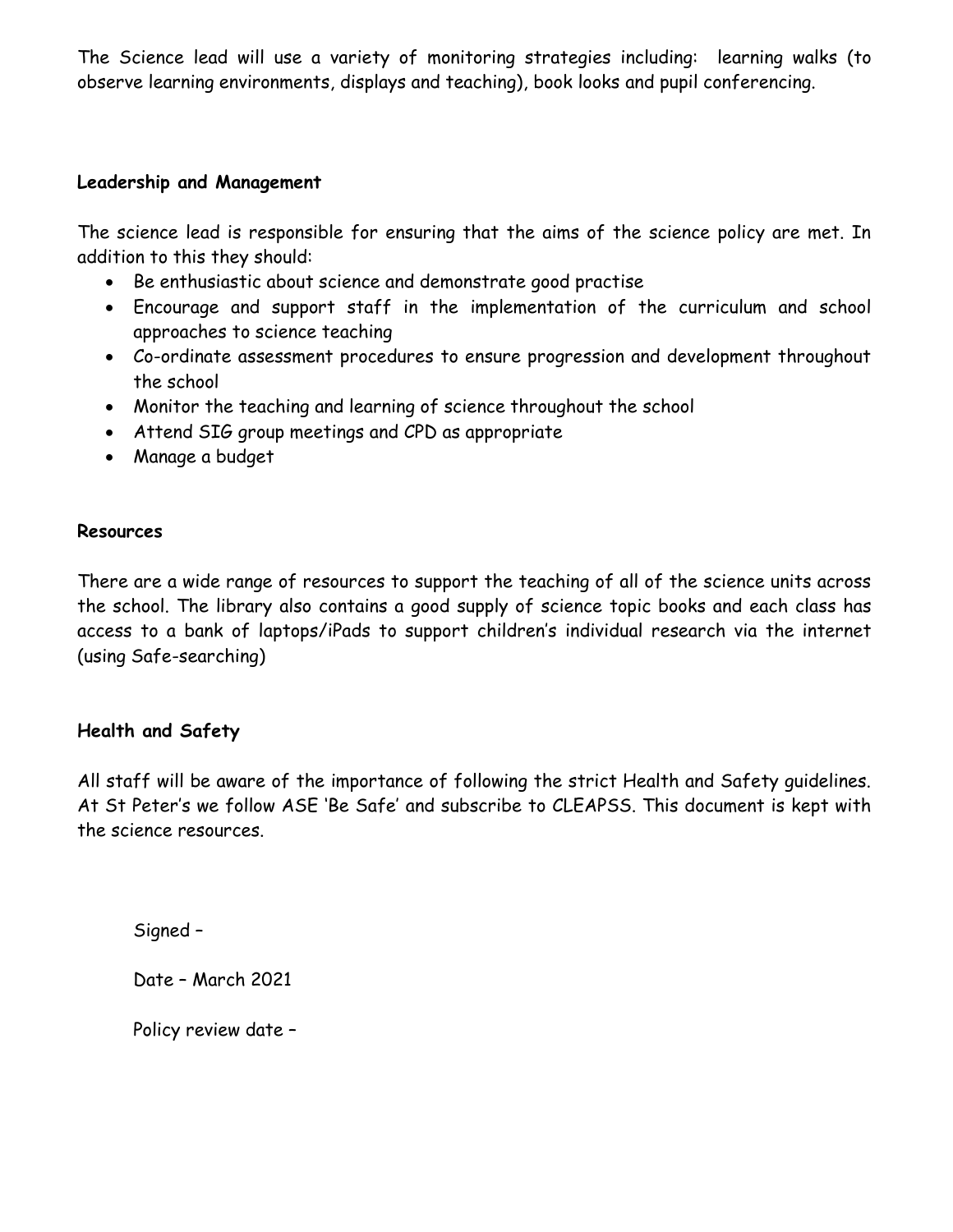The Science lead will use a variety of monitoring strategies including: learning walks (to observe learning environments, displays and teaching), book looks and pupil conferencing.

**Leadership and Management**

The science lead is responsible for ensuring that the aims of the science policy are met. In addition to this they should:

- Be enthusiastic about science and demonstrate good practise
- Encourage and support staff in the implementation of the curriculum and school approaches to science teaching
- Co-ordinate assessment procedures to ensure progression and development throughout the school
- Monitor the teaching and learning of science throughout the school
- Attend SIG group meetings and CPD as appropriate
- Manage a budget

**Resources**

There are a wide range of resources to support the teaching of all of the science units across the school. The library also contains a good supply of science topic books and each class has access to a bank of laptops/iPads to support children's individual research via the internet (using Safe-searching)

**Health and Safety**

All staff will be aware of the importance of following the strict Health and Safety guidelines. At St Peter's we follow ASE 'Be Safe' and subscribe to CLEAPSS. This document is kept with the science resources.

Signed –

Date – March 2021

Policy review date –